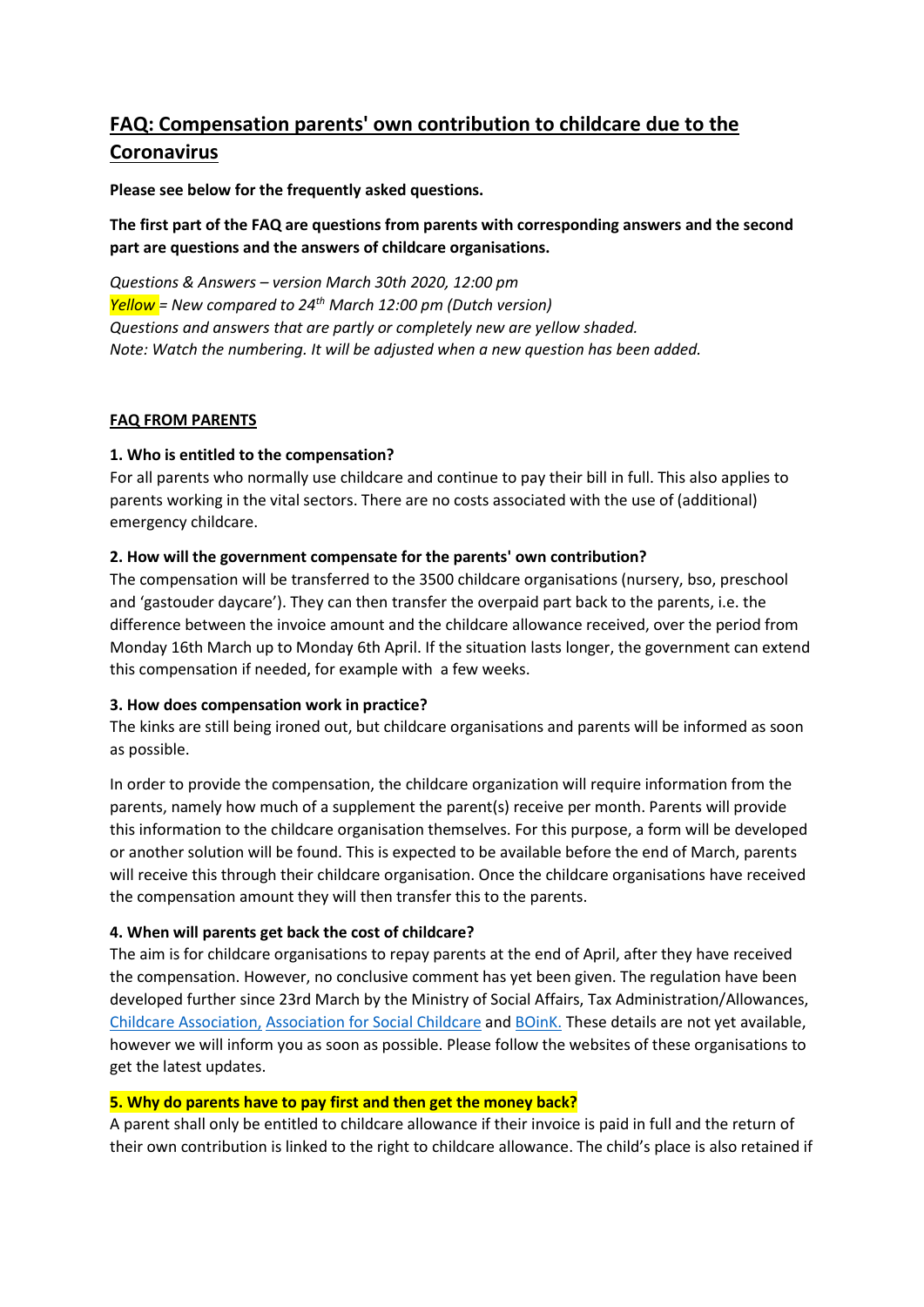# FAQ: Compensation parents' own contribution to childcare due to the Coronavirus

**Please see below for the frequently asked questions.**

**The first part of the FAQ are questions from parents with corresponding answers and the second part are questions and the answers of childcare organisations.**

*Questions & Answers – version March 30th 2020, 12:00 pm*
*Yellow = New compared to 24th March 12:00 pm (Dutch version)*
*Questions and answers that are partly or completely new are yellow shaded.*
*Note: Watch the numbering. It will be adjusted when a new question has been added.*

## FAQ FROM PARENTS

### 1. Who is entitled to the compensation?

For all parents who normally use childcare and continue to pay their bill in full. This also applies to parents working in the vital sectors. There are no costs associated with the use of (additional) emergency childcare.

### 2. How will the government compensate for the parents' own contribution?

The compensation will be transferred to the 3500 childcare organisations (nursery, bso, preschool and 'gastouder daycare'). They can then transfer the overpaid part back to the parents, i.e. the difference between the invoice amount and the childcare allowance received, over the period from Monday 16th March up to Monday 6th April. If the situation lasts longer, the government can extend this compensation if needed, for example with a few weeks.

### 3. How does compensation work in practice?

The kinks are still being ironed out, but childcare organisations and parents will be informed as soon as possible.

In order to provide the compensation, the childcare organization will require information from the parents, namely how much of a supplement the parent(s) receive per month. Parents will provide this information to the childcare organisation themselves. For this purpose, a form will be developed or another solution will be found. This is expected to be available before the end of March, parents will receive this through their childcare organisation. Once the childcare organisations have received the compensation amount they will then transfer this to the parents.

### 4. When will parents get back the cost of childcare?

The aim is for childcare organisations to repay parents at the end of April, after they have received the compensation. However, no conclusive comment has yet been given. The regulation have been developed further since 23rd March by the Ministry of Social Affairs, Tax Administration/Allowances, Childcare Association, Association for Social Childcare and BOinK. These details are not yet available, however we will inform you as soon as possible. Please follow the websites of these organisations to get the latest updates.

### 5. Why do parents have to pay first and then get the money back?

A parent shall only be entitled to childcare allowance if their invoice is paid in full and the return of their own contribution is linked to the right to childcare allowance. The child's place is also retained if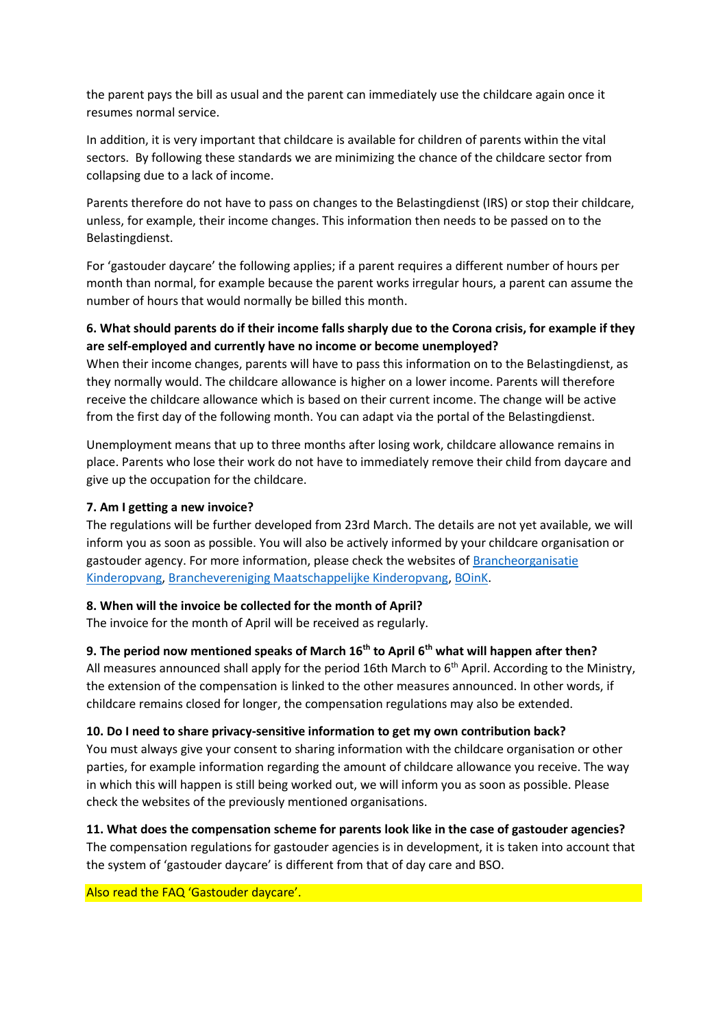the parent pays the bill as usual and the parent can immediately use the childcare again once it resumes normal service.

In addition, it is very important that childcare is available for children of parents within the vital sectors. By following these standards we are minimizing the chance of the childcare sector from collapsing due to a lack of income.

Parents therefore do not have to pass on changes to the Belastingdienst (IRS) or stop their childcare, unless, for example, their income changes. This information then needs to be passed on to the Belastingdienst.

For 'gastouder daycare' the following applies; if a parent requires a different number of hours per month than normal, for example because the parent works irregular hours, a parent can assume the number of hours that would normally be billed this month.

**6. What should parents do if their income falls sharply due to the Corona crisis, for example if they are self-employed and currently have no income or become unemployed?**

When their income changes, parents will have to pass this information on to the Belastingdienst, as they normally would. The childcare allowance is higher on a lower income. Parents will therefore receive the childcare allowance which is based on their current income. The change will be active from the first day of the following month. You can adapt via the portal of the Belastingdienst.

Unemployment means that up to three months after losing work, childcare allowance remains in place. Parents who lose their work do not have to immediately remove their child from daycare and give up the occupation for the childcare.

**7. Am I getting a new invoice?**

The regulations will be further developed from 23rd March. The details are not yet available, we will inform you as soon as possible. You will also be actively informed by your childcare organisation or gastouder agency. For more information, please check the websites of Brancheorganisatie Kinderopvang, Brancheverenigning Maatschappelijke Kinderopvang, BOinK.

**8. When will the invoice be collected for the month of April?**

The invoice for the month of April will be received as regularly.

**9. The period now mentioned speaks of March 16th to April 6th what will happen after then?**

All measures announced shall apply for the period 16th March to 6th April. According to the Ministry, the extension of the compensation is linked to the other measures announced. In other words, if childcare remains closed for longer, the compensation regulations may also be extended.

**10. Do I need to share privacy-sensitive information to get my own contribution back?**

You must always give your consent to sharing information with the childcare organisation or other parties, for example information regarding the amount of childcare allowance you receive. The way in which this will happen is still being worked out, we will inform you as soon as possible. Please check the websites of the previously mentioned organisations.

**11. What does the compensation scheme for parents look like in the case of gastouder agencies?**

The compensation regulations for gastouder agencies is in development, it is taken into account that the system of 'gastouder daycare' is different from that of day care and BSO.

Also read the FAQ 'Gastouder daycare'.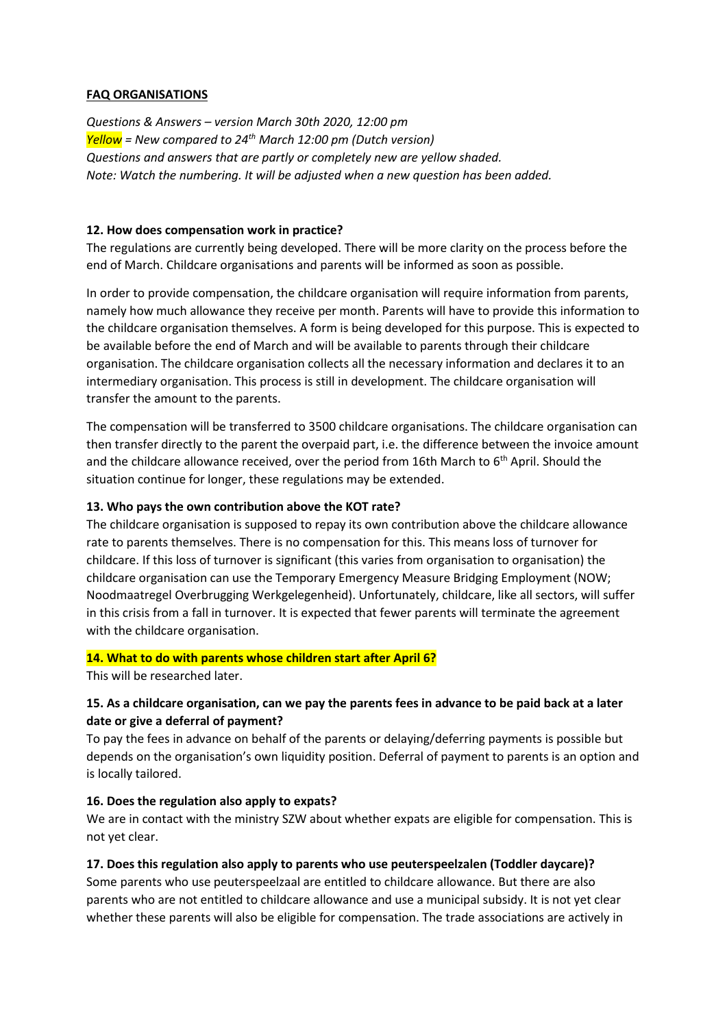**FAQ ORGANISATIONS**

*Questions & Answers – version March 30th 2020, 12:00 pm*
*Yellow = New compared to 24th March 12:00 pm (Dutch version)*
*Questions and answers that are partly or completely new are yellow shaded.*
*Note: Watch the numbering. It will be adjusted when a new question has been added.*

**12. How does compensation work in practice?**

The regulations are currently being developed. There will be more clarity on the process before the end of March. Childcare organisations and parents will be informed as soon as possible.

In order to provide compensation, the childcare organisation will require information from parents, namely how much allowance they receive per month. Parents will have to provide this information to the childcare organisation themselves. A form is being developed for this purpose. This is expected to be available before the end of March and will be available to parents through their childcare organisation. The childcare organisation collects all the necessary information and declares it to an intermediary organisation. This process is still in development. The childcare organisation will transfer the amount to the parents.

The compensation will be transferred to 3500 childcare organisations. The childcare organisation can then transfer directly to the parent the overpaid part, i.e. the difference between the invoice amount and the childcare allowance received, over the period from 16th March to 6th April. Should the situation continue for longer, these regulations may be extended.

**13. Who pays the own contribution above the KOT rate?**

The childcare organisation is supposed to repay its own contribution above the childcare allowance rate to parents themselves. There is no compensation for this. This means loss of turnover for childcare. If this loss of turnover is significant (this varies from organisation to organisation) the childcare organisation can use the Temporary Emergency Measure Bridging Employment (NOW; Noodmaatregel Overbrugging Werkgelegenheid). Unfortunately, childcare, like all sectors, will suffer in this crisis from a fall in turnover. It is expected that fewer parents will terminate the agreement with the childcare organisation.

**14. What to do with parents whose children start after April 6?**

This will be researched later.

**15. As a childcare organisation, can we pay the parents fees in advance to be paid back at a later date or give a deferral of payment?**

To pay the fees in advance on behalf of the parents or delaying/deferring payments is possible but depends on the organisation's own liquidity position. Deferral of payment to parents is an option and is locally tailored.

**16. Does the regulation also apply to expats?**

We are in contact with the ministry SZW about whether expats are eligible for compensation. This is not yet clear.

**17. Does this regulation also apply to parents who use peuterspeelzalen (Toddler daycare)?**

Some parents who use peuterspeelzaal are entitled to childcare allowance. But there are also parents who are not entitled to childcare allowance and use a municipal subsidy. It is not yet clear whether these parents will also be eligible for compensation. The trade associations are actively in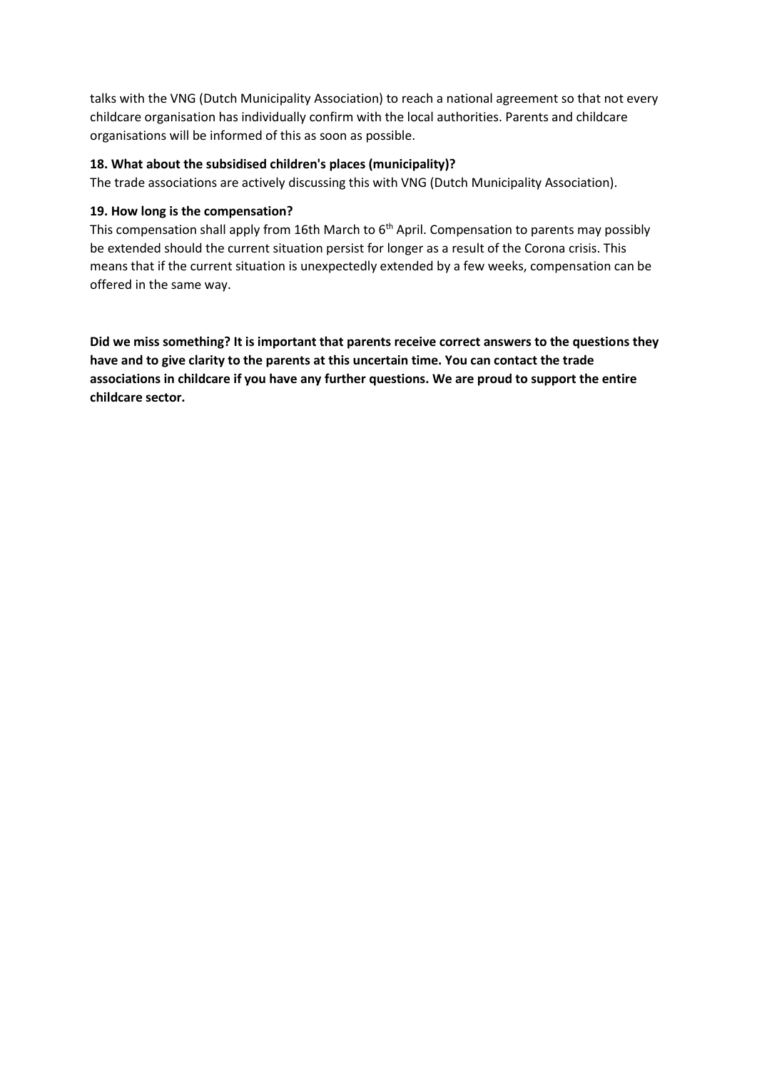talks with the VNG (Dutch Municipality Association) to reach a national agreement so that not every childcare organisation has individually confirm with the local authorities. Parents and childcare organisations will be informed of this as soon as possible.

**18. What about the subsidised children's places (municipality)?**

The trade associations are actively discussing this with VNG (Dutch Municipality Association).

**19. How long is the compensation?**

This compensation shall apply from 16th March to 6th April. Compensation to parents may possibly be extended should the current situation persist for longer as a result of the Corona crisis. This means that if the current situation is unexpectedly extended by a few weeks, compensation can be offered in the same way.

**Did we miss something? It is important that parents receive correct answers to the questions they have and to give clarity to the parents at this uncertain time. You can contact the trade associations in childcare if you have any further questions. We are proud to support the entire childcare sector.**